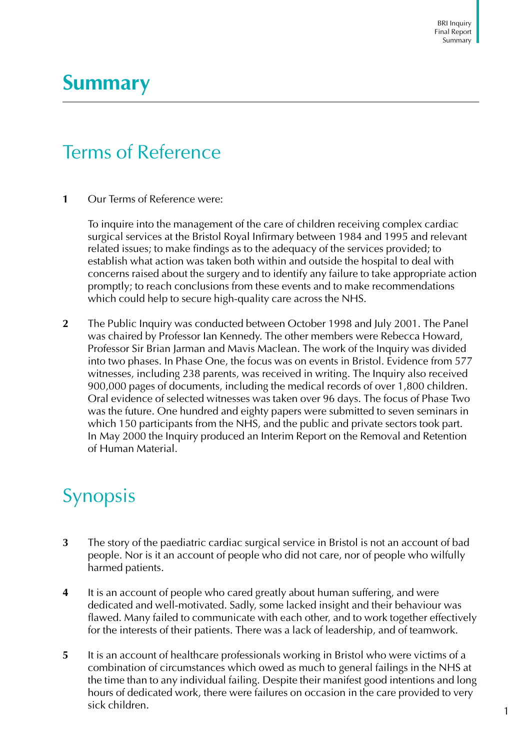# Summary

## Terms of Reference

**1** Our Terms of Reference were:

To inquire into the management of the care of children receiving complex cardiac surgical services at the Bristol Royal Infirmary between 1984 and 1995 and relevant related issues; to make findings as to the adequacy of the services provided; to establish what action was taken both within and outside the hospital to deal with concerns raised about the surgery and to identify any failure to take appropriate action promptly; to reach conclusions from these events and to make recommendations which could help to secure high-quality care across the NHS.

**2** The Public Inquiry was conducted between October 1998 and July 2001. The Panel was chaired by Professor Ian Kennedy. The other members were Rebecca Howard, Professor Sir Brian Jarman and Mavis Maclean. The work of the Inquiry was divided into two phases. In Phase One, the focus was on events in Bristol. Evidence from 577 witnesses, including 238 parents, was received in writing. The Inquiry also received 900,000 pages of documents, including the medical records of over 1,800 children. Oral evidence of selected witnesses was taken over 96 days. The focus of Phase Two was the future. One hundred and eighty papers were submitted to seven seminars in which 150 participants from the NHS, and the public and private sectors took part. In May 2000 the Inquiry produced an Interim Report on the Removal and Retention of Human Material.

## Synopsis

**3** The story of the paediatric cardiac surgical service in Bristol is not an account of bad people. Nor is it an account of people who did not care, nor of people who wilfully harmed patients.

**4** It is an account of people who cared greatly about human suffering, and were dedicated and well-motivated. Sadly, some lacked insight and their behaviour was flawed. Many failed to communicate with each other, and to work together effectively for the interests of their patients. There was a lack of leadership, and of teamwork.

**5** It is an account of healthcare professionals working in Bristol who were victims of a combination of circumstances which owed as much to general failings in the NHS at the time than to any individual failing. Despite their manifest good intentions and long hours of dedicated work, there were failures on occasion in the care provided to very sick children.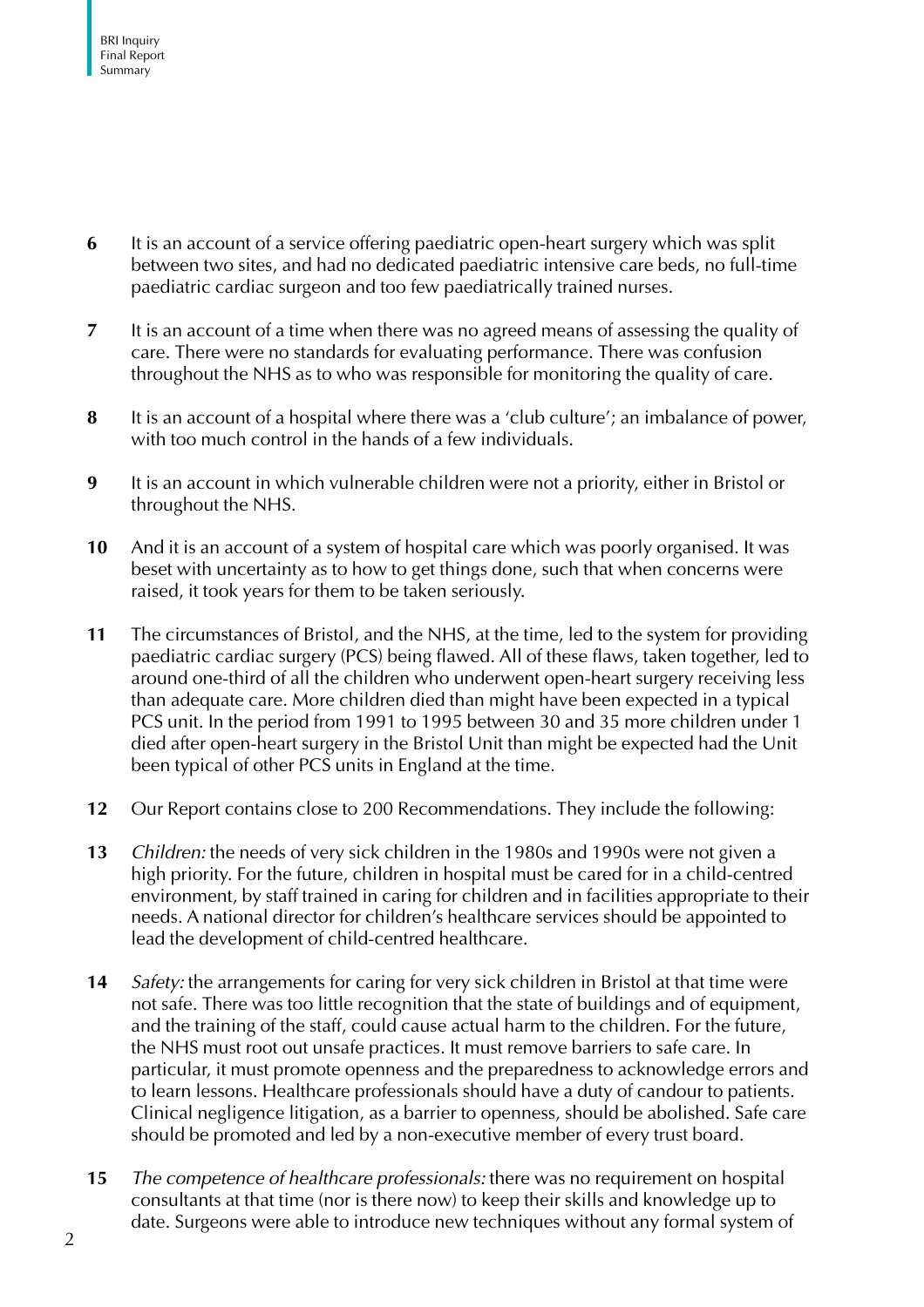**6** It is an account of a service offering paediatric open-heart surgery which was split between two sites, and had no dedicated paediatric intensive care beds, no full-time paediatric cardiac surgeon and too few paediatrically trained nurses.

**7** It is an account of a time when there was no agreed means of assessing the quality of care. There were no standards for evaluating performance. There was confusion throughout the NHS as to who was responsible for monitoring the quality of care.

**8** It is an account of a hospital where there was a 'club culture'; an imbalance of power, with too much control in the hands of a few individuals.

**9** It is an account in which vulnerable children were not a priority, either in Bristol or throughout the NHS.

**10** And it is an account of a system of hospital care which was poorly organised. It was beset with uncertainty as to how to get things done, such that when concerns were raised, it took years for them to be taken seriously.

**11** The circumstances of Bristol, and the NHS, at the time, led to the system for providing paediatric cardiac surgery (PCS) being flawed. All of these flaws, taken together, led to around one-third of all the children who underwent open-heart surgery receiving less than adequate care. More children died than might have been expected in a typical PCS unit. In the period from 1991 to 1995 between 30 and 35 more children under 1 died after open-heart surgery in the Bristol Unit than might be expected had the Unit been typical of other PCS units in England at the time.

**12** Our Report contains close to 200 Recommendations. They include the following:

**13** *Children:* the needs of very sick children in the 1980s and 1990s were not given a high priority. For the future, children in hospital must be cared for in a child-centred environment, by staff trained in caring for children and in facilities appropriate to their needs. A national director for children's healthcare services should be appointed to lead the development of child-centred healthcare.

**14** *Safety:* the arrangements for caring for very sick children in Bristol at that time were not safe. There was too little recognition that the state of buildings and of equipment, and the training of the staff, could cause actual harm to the children. For the future, the NHS must root out unsafe practices. It must remove barriers to safe care. In particular, it must promote openness and the preparedness to acknowledge errors and to learn lessons. Healthcare professionals should have a duty of candour to patients. Clinical negligence litigation, as a barrier to openness, should be abolished. Safe care should be promoted and led by a non-executive member of every trust board.

**15** *The competence of healthcare professionals:* there was no requirement on hospital consultants at that time (nor is there now) to keep their skills and knowledge up to date. Surgeons were able to introduce new techniques without any formal system of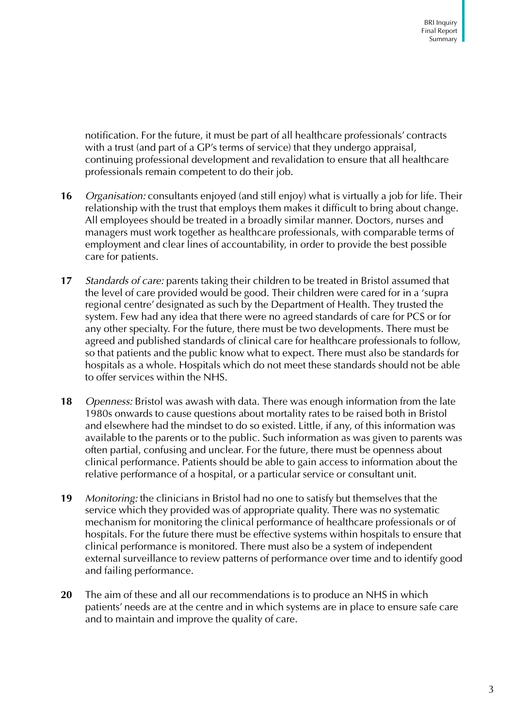notification. For the future, it must be part of all healthcare professionals' contracts with a trust (and part of a GP's terms of service) that they undergo appraisal, continuing professional development and revalidation to ensure that all healthcare professionals remain competent to do their job.

**16** *Organisation:* consultants enjoyed (and still enjoy) what is virtually a job for life. Their relationship with the trust that employs them makes it difficult to bring about change. All employees should be treated in a broadly similar manner. Doctors, nurses and managers must work together as healthcare professionals, with comparable terms of employment and clear lines of accountability, in order to provide the best possible care for patients.

**17** *Standards of care:* parents taking their children to be treated in Bristol assumed that the level of care provided would be good. Their children were cared for in a 'supra regional centre' designated as such by the Department of Health. They trusted the system. Few had any idea that there were no agreed standards of care for PCS or for any other specialty. For the future, there must be two developments. There must be agreed and published standards of clinical care for healthcare professionals to follow, so that patients and the public know what to expect. There must also be standards for hospitals as a whole. Hospitals which do not meet these standards should not be able to offer services within the NHS.

**18** *Openness:* Bristol was awash with data. There was enough information from the late 1980s onwards to cause questions about mortality rates to be raised both in Bristol and elsewhere had the mindset to do so existed. Little, if any, of this information was available to the parents or to the public. Such information as was given to parents was often partial, confusing and unclear. For the future, there must be openness about clinical performance. Patients should be able to gain access to information about the relative performance of a hospital, or a particular service or consultant unit.

**19** *Monitoring:* the clinicians in Bristol had no one to satisfy but themselves that the service which they provided was of appropriate quality. There was no systematic mechanism for monitoring the clinical performance of healthcare professionals or of hospitals. For the future there must be effective systems within hospitals to ensure that clinical performance is monitored. There must also be a system of independent external surveillance to review patterns of performance over time and to identify good and failing performance.

**20** The aim of these and all our recommendations is to produce an NHS in which patients' needs are at the centre and in which systems are in place to ensure safe care and to maintain and improve the quality of care.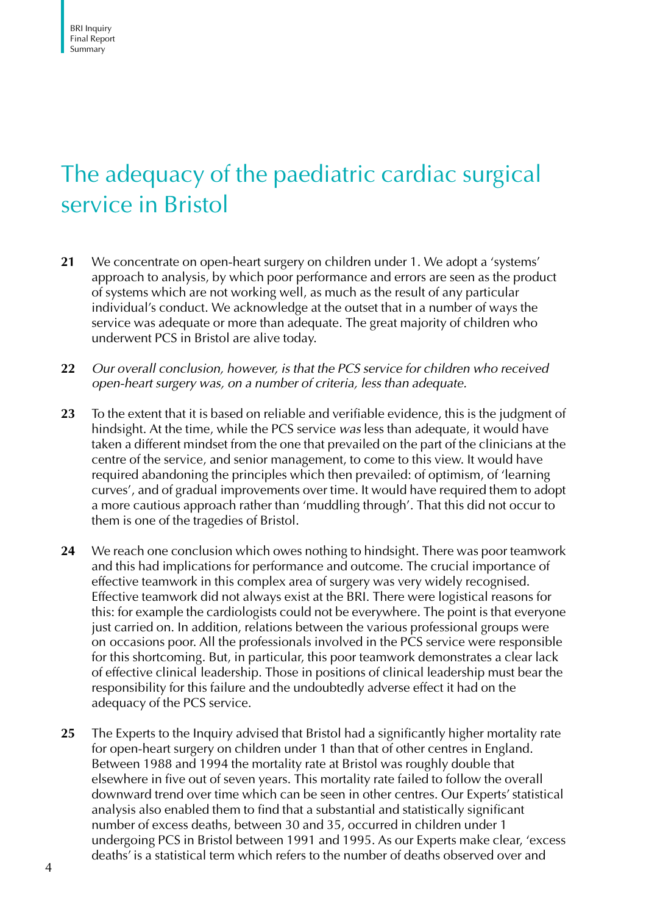# The adequacy of the paediatric cardiac surgical service in Bristol

**21** We concentrate on open-heart surgery on children under 1. We adopt a 'systems' approach to analysis, by which poor performance and errors are seen as the product of systems which are not working well, as much as the result of any particular individual's conduct. We acknowledge at the outset that in a number of ways the service was adequate or more than adequate. The great majority of children who underwent PCS in Bristol are alive today.

**22** *Our overall conclusion, however, is that the PCS service for children who received open-heart surgery was, on a number of criteria, less than adequate.*

**23** To the extent that it is based on reliable and verifiable evidence, this is the judgment of hindsight. At the time, while the PCS service *was* less than adequate, it would have taken a different mindset from the one that prevailed on the part of the clinicians at the centre of the service, and senior management, to come to this view. It would have required abandoning the principles which then prevailed: of optimism, of 'learning curves', and of gradual improvements over time. It would have required them to adopt a more cautious approach rather than 'muddling through'. That this did not occur to them is one of the tragedies of Bristol.

**24** We reach one conclusion which owes nothing to hindsight. There was poor teamwork and this had implications for performance and outcome. The crucial importance of effective teamwork in this complex area of surgery was very widely recognised. Effective teamwork did not always exist at the BRI. There were logistical reasons for this: for example the cardiologists could not be everywhere. The point is that everyone just carried on. In addition, relations between the various professional groups were on occasions poor. All the professionals involved in the PCS service were responsible for this shortcoming. But, in particular, this poor teamwork demonstrates a clear lack of effective clinical leadership. Those in positions of clinical leadership must bear the responsibility for this failure and the undoubtedly adverse effect it had on the adequacy of the PCS service.

**25** The Experts to the Inquiry advised that Bristol had a significantly higher mortality rate for open-heart surgery on children under 1 than that of other centres in England. Between 1988 and 1994 the mortality rate at Bristol was roughly double that elsewhere in five out of seven years. This mortality rate failed to follow the overall downward trend over time which can be seen in other centres. Our Experts' statistical analysis also enabled them to find that a substantial and statistically significant number of excess deaths, between 30 and 35, occurred in children under 1 undergoing PCS in Bristol between 1991 and 1995. As our Experts make clear, 'excess deaths' is a statistical term which refers to the number of deaths observed over and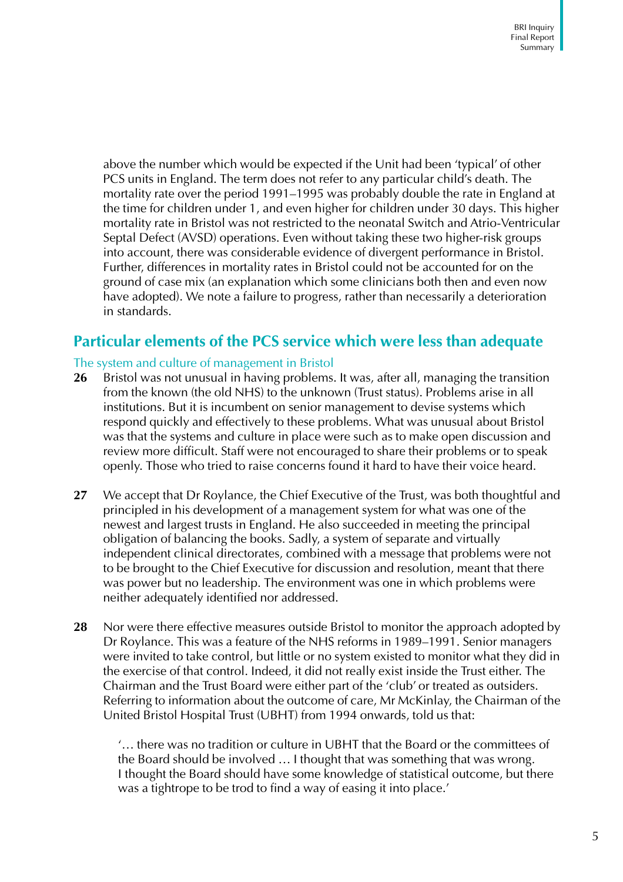above the number which would be expected if the Unit had been 'typical' of other PCS units in England. The term does not refer to any particular child's death. The mortality rate over the period 1991–1995 was probably double the rate in England at the time for children under 1, and even higher for children under 30 days. This higher mortality rate in Bristol was not restricted to the neonatal Switch and Atrio-Ventricular Septal Defect (AVSD) operations. Even without taking these two higher-risk groups into account, there was considerable evidence of divergent performance in Bristol. Further, differences in mortality rates in Bristol could not be accounted for on the ground of case mix (an explanation which some clinicians both then and even now have adopted). We note a failure to progress, rather than necessarily a deterioration in standards.

## Particular elements of the PCS service which were less than adequate

### The system and culture of management in Bristol

**26** Bristol was not unusual in having problems. It was, after all, managing the transition from the known (the old NHS) to the unknown (Trust status). Problems arise in all institutions. But it is incumbent on senior management to devise systems which respond quickly and effectively to these problems. What was unusual about Bristol was that the systems and culture in place were such as to make open discussion and review more difficult. Staff were not encouraged to share their problems or to speak openly. Those who tried to raise concerns found it hard to have their voice heard.

**27** We accept that Dr Roylance, the Chief Executive of the Trust, was both thoughtful and principled in his development of a management system for what was one of the newest and largest trusts in England. He also succeeded in meeting the principal obligation of balancing the books. Sadly, a system of separate and virtually independent clinical directorates, combined with a message that problems were not to be brought to the Chief Executive for discussion and resolution, meant that there was power but no leadership. The environment was one in which problems were neither adequately identified nor addressed.

**28** Nor were there effective measures outside Bristol to monitor the approach adopted by Dr Roylance. This was a feature of the NHS reforms in 1989–1991. Senior managers were invited to take control, but little or no system existed to monitor what they did in the exercise of that control. Indeed, it did not really exist inside the Trust either. The Chairman and the Trust Board were either part of the 'club' or treated as outsiders. Referring to information about the outcome of care, Mr McKinlay, the Chairman of the United Bristol Hospital Trust (UBHT) from 1994 onwards, told us that:

> '… there was no tradition or culture in UBHT that the Board or the committees of the Board should be involved … I thought that was something that was wrong. I thought the Board should have some knowledge of statistical outcome, but there was a tightrope to be trod to find a way of easing it into place.'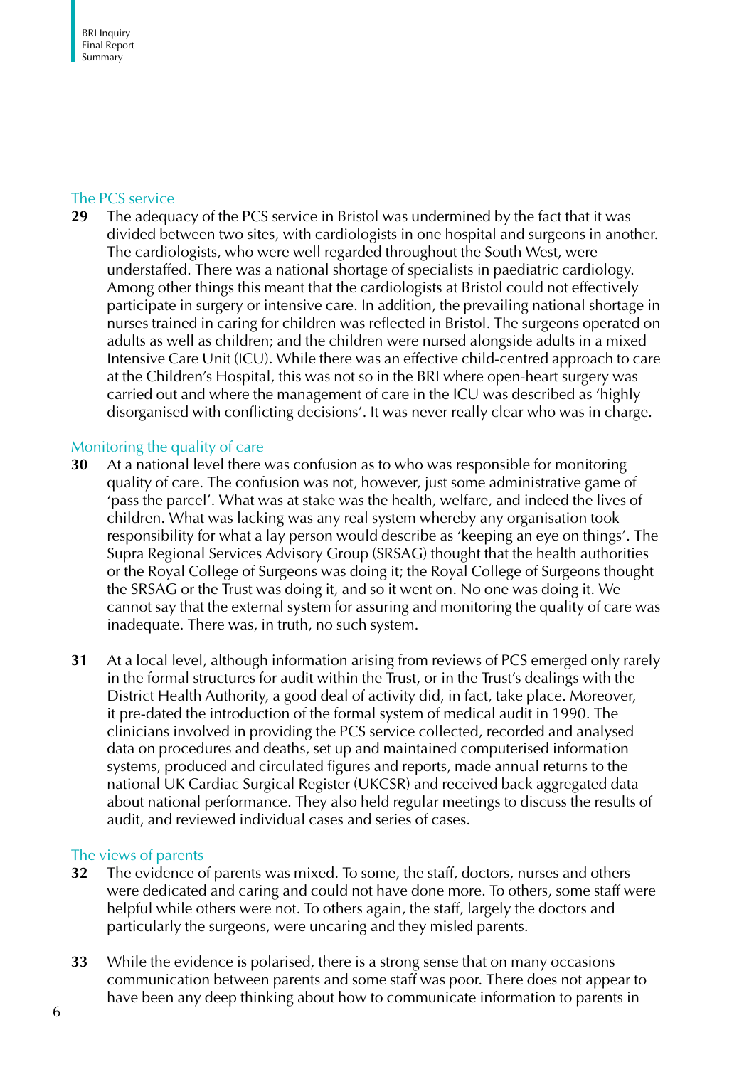## The PCS service

**29** The adequacy of the PCS service in Bristol was undermined by the fact that it was divided between two sites, with cardiologists in one hospital and surgeons in another. The cardiologists, who were well regarded throughout the South West, were understaffed. There was a national shortage of specialists in paediatric cardiology. Among other things this meant that the cardiologists at Bristol could not effectively participate in surgery or intensive care. In addition, the prevailing national shortage in nurses trained in caring for children was reflected in Bristol. The surgeons operated on adults as well as children; and the children were nursed alongside adults in a mixed Intensive Care Unit (ICU). While there was an effective child-centred approach to care at the Children's Hospital, this was not so in the BRI where open-heart surgery was carried out and where the management of care in the ICU was described as 'highly disorganised with conflicting decisions'. It was never really clear who was in charge.

## Monitoring the quality of care

**30** At a national level there was confusion as to who was responsible for monitoring quality of care. The confusion was not, however, just some administrative game of 'pass the parcel'. What was at stake was the health, welfare, and indeed the lives of children. What was lacking was any real system whereby any organisation took responsibility for what a lay person would describe as 'keeping an eye on things'. The Supra Regional Services Advisory Group (SRSAG) thought that the health authorities or the Royal College of Surgeons was doing it; the Royal College of Surgeons thought the SRSAG or the Trust was doing it, and so it went on. No one was doing it. We cannot say that the external system for assuring and monitoring the quality of care was inadequate. There was, in truth, no such system.

**31** At a local level, although information arising from reviews of PCS emerged only rarely in the formal structures for audit within the Trust, or in the Trust's dealings with the District Health Authority, a good deal of activity did, in fact, take place. Moreover, it pre-dated the introduction of the formal system of medical audit in 1990. The clinicians involved in providing the PCS service collected, recorded and analysed data on procedures and deaths, set up and maintained computerised information systems, produced and circulated figures and reports, made annual returns to the national UK Cardiac Surgical Register (UKCSR) and received back aggregated data about national performance. They also held regular meetings to discuss the results of audit, and reviewed individual cases and series of cases.

## The views of parents

**32** The evidence of parents was mixed. To some, the staff, doctors, nurses and others were dedicated and caring and could not have done more. To others, some staff were helpful while others were not. To others again, the staff, largely the doctors and particularly the surgeons, were uncaring and they misled parents.

**33** While the evidence is polarised, there is a strong sense that on many occasions communication between parents and some staff was poor. There does not appear to have been any deep thinking about how to communicate information to parents in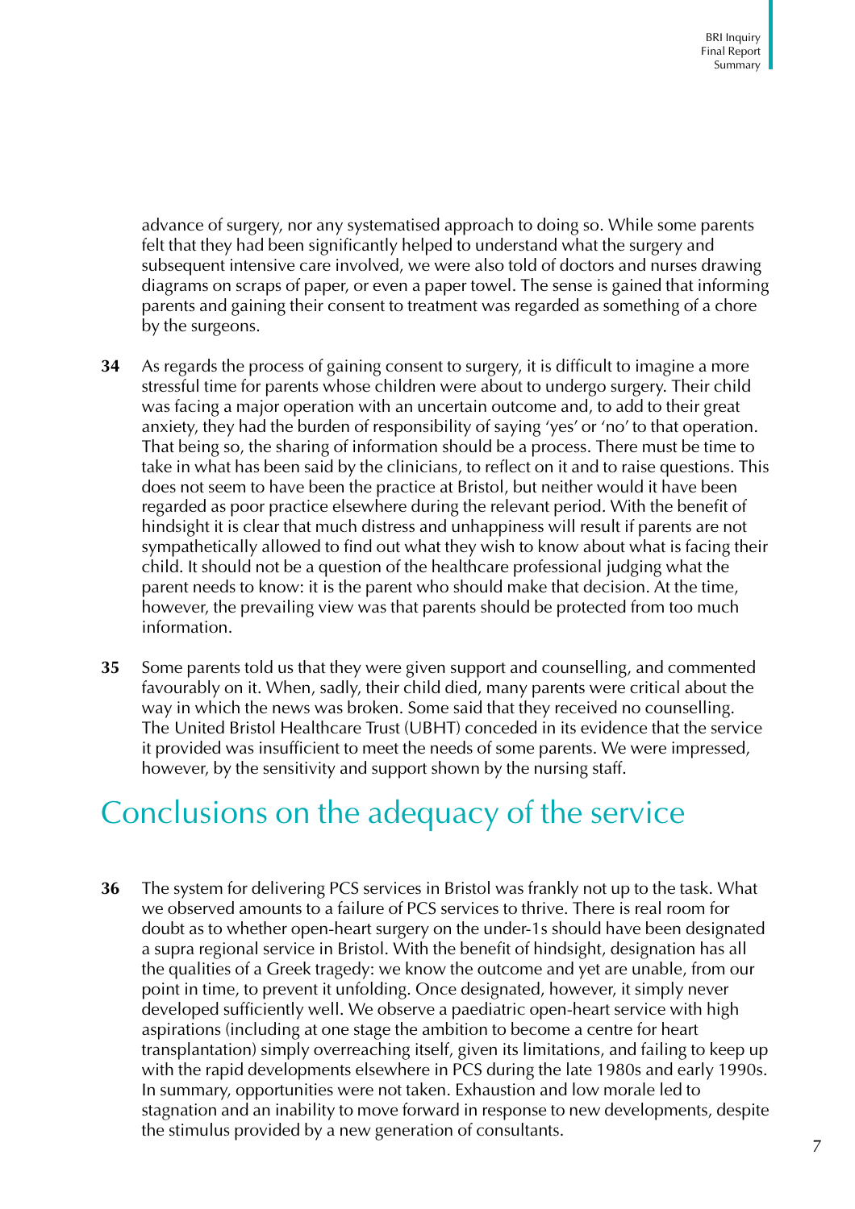advance of surgery, nor any systematised approach to doing so. While some parents felt that they had been significantly helped to understand what the surgery and subsequent intensive care involved, we were also told of doctors and nurses drawing diagrams on scraps of paper, or even a paper towel. The sense is gained that informing parents and gaining their consent to treatment was regarded as something of a chore by the surgeons.

**34** As regards the process of gaining consent to surgery, it is difficult to imagine a more stressful time for parents whose children were about to undergo surgery. Their child was facing a major operation with an uncertain outcome and, to add to their great anxiety, they had the burden of responsibility of saying 'yes' or 'no' to that operation. That being so, the sharing of information should be a process. There must be time to take in what has been said by the clinicians, to reflect on it and to raise questions. This does not seem to have been the practice at Bristol, but neither would it have been regarded as poor practice elsewhere during the relevant period. With the benefit of hindsight it is clear that much distress and unhappiness will result if parents are not sympathetically allowed to find out what they wish to know about what is facing their child. It should not be a question of the healthcare professional judging what the parent needs to know: it is the parent who should make that decision. At the time, however, the prevailing view was that parents should be protected from too much information.

**35** Some parents told us that they were given support and counselling, and commented favourably on it. When, sadly, their child died, many parents were critical about the way in which the news was broken. Some said that they received no counselling. The United Bristol Healthcare Trust (UBHT) conceded in its evidence that the service it provided was insufficient to meet the needs of some parents. We were impressed, however, by the sensitivity and support shown by the nursing staff.

## Conclusions on the adequacy of the service

**36** The system for delivering PCS services in Bristol was frankly not up to the task. What we observed amounts to a failure of PCS services to thrive. There is real room for doubt as to whether open-heart surgery on the under-1s should have been designated a supra regional service in Bristol. With the benefit of hindsight, designation has all the qualities of a Greek tragedy: we know the outcome and yet are unable, from our point in time, to prevent it unfolding. Once designated, however, it simply never developed sufficiently well. We observe a paediatric open-heart service with high aspirations (including at one stage the ambition to become a centre for heart transplantation) simply overreaching itself, given its limitations, and failing to keep up with the rapid developments elsewhere in PCS during the late 1980s and early 1990s. In summary, opportunities were not taken. Exhaustion and low morale led to stagnation and an inability to move forward in response to new developments, despite the stimulus provided by a new generation of consultants.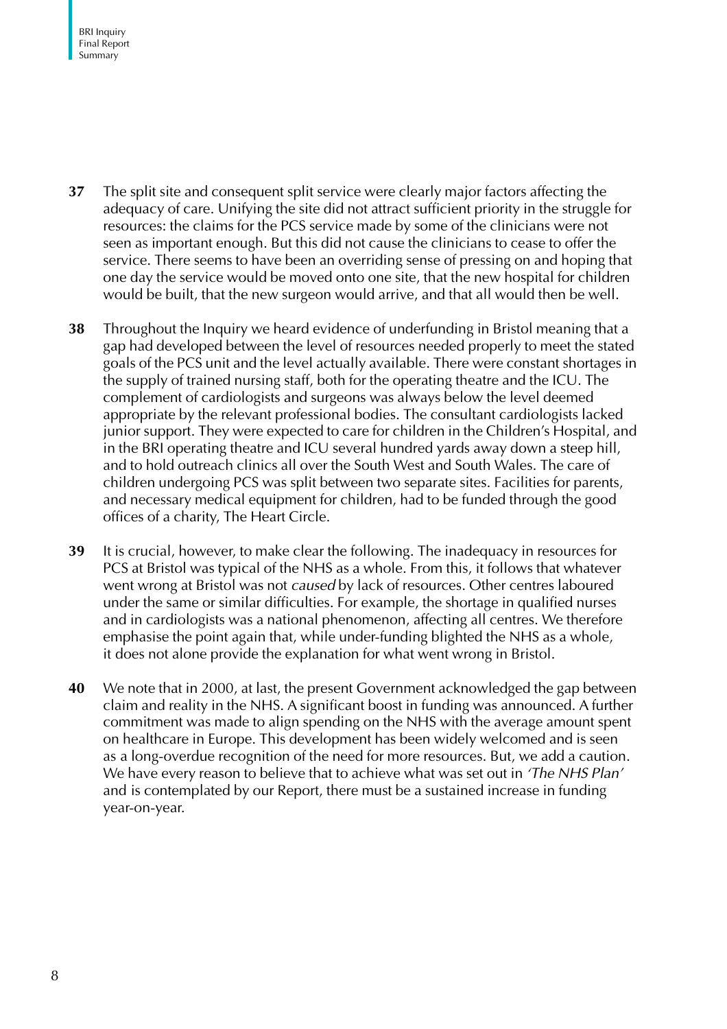**37** The split site and consequent split service were clearly major factors affecting the adequacy of care. Unifying the site did not attract sufficient priority in the struggle for resources: the claims for the PCS service made by some of the clinicians were not seen as important enough. But this did not cause the clinicians to cease to offer the service. There seems to have been an overriding sense of pressing on and hoping that one day the service would be moved onto one site, that the new hospital for children would be built, that the new surgeon would arrive, and that all would then be well.

**38** Throughout the Inquiry we heard evidence of underfunding in Bristol meaning that a gap had developed between the level of resources needed properly to meet the stated goals of the PCS unit and the level actually available. There were constant shortages in the supply of trained nursing staff, both for the operating theatre and the ICU. The complement of cardiologists and surgeons was always below the level deemed appropriate by the relevant professional bodies. The consultant cardiologists lacked junior support. They were expected to care for children in the Children's Hospital, and in the BRI operating theatre and ICU several hundred yards away down a steep hill, and to hold outreach clinics all over the South West and South Wales. The care of children undergoing PCS was split between two separate sites. Facilities for parents, and necessary medical equipment for children, had to be funded through the good offices of a charity, The Heart Circle.

**39** It is crucial, however, to make clear the following. The inadequacy in resources for PCS at Bristol was typical of the NHS as a whole. From this, it follows that whatever went wrong at Bristol was not *caused* by lack of resources. Other centres laboured under the same or similar difficulties. For example, the shortage in qualified nurses and in cardiologists was a national phenomenon, affecting all centres. We therefore emphasise the point again that, while under-funding blighted the NHS as a whole, it does not alone provide the explanation for what went wrong in Bristol.

**40** We note that in 2000, at last, the present Government acknowledged the gap between claim and reality in the NHS. A significant boost in funding was announced. A further commitment was made to align spending on the NHS with the average amount spent on healthcare in Europe. This development has been widely welcomed and is seen as a long-overdue recognition of the need for more resources. But, we add a caution. We have every reason to believe that to achieve what was set out in *'The NHS Plan'* and is contemplated by our Report, there must be a sustained increase in funding year-on-year.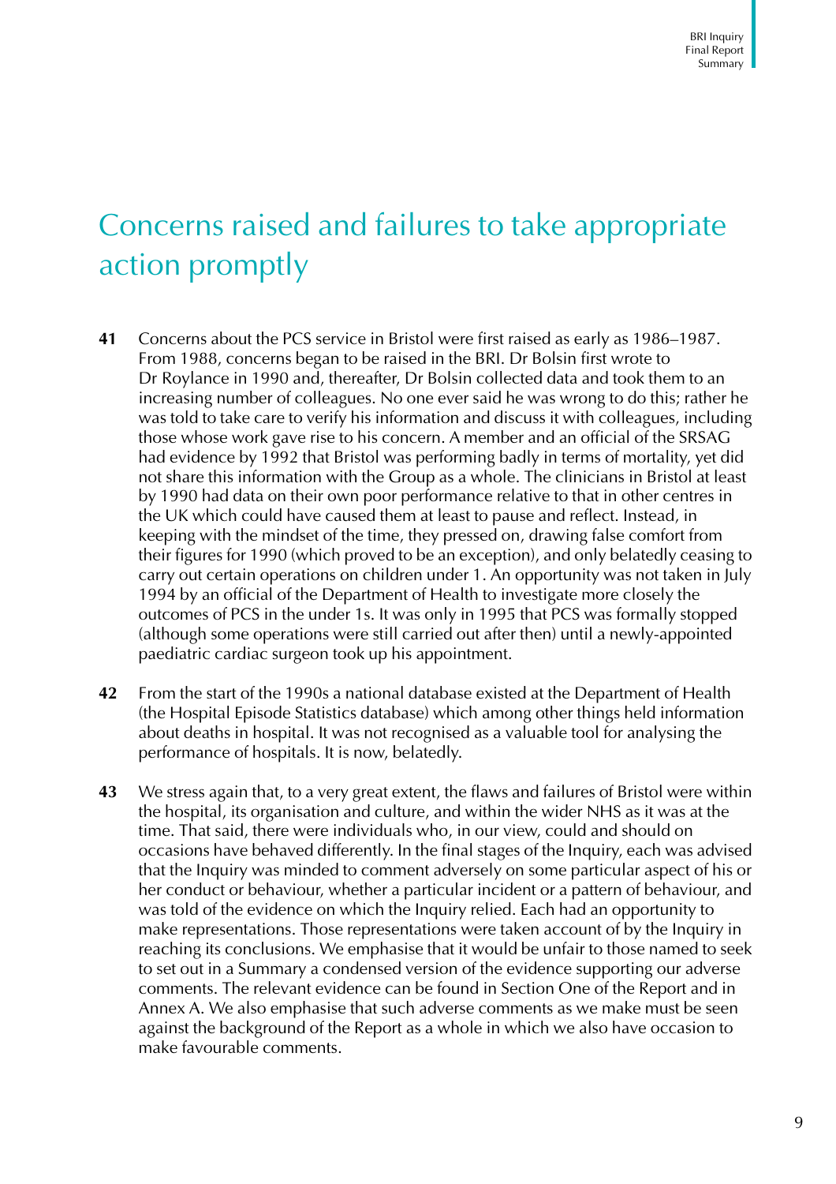# Concerns raised and failures to take appropriate action promptly

**41** Concerns about the PCS service in Bristol were first raised as early as 1986–1987. From 1988, concerns began to be raised in the BRI. Dr Bolsin first wrote to Dr Roylance in 1990 and, thereafter, Dr Bolsin collected data and took them to an increasing number of colleagues. No one ever said he was wrong to do this; rather he was told to take care to verify his information and discuss it with colleagues, including those whose work gave rise to his concern. A member and an official of the SRSAG had evidence by 1992 that Bristol was performing badly in terms of mortality, yet did not share this information with the Group as a whole. The clinicians in Bristol at least by 1990 had data on their own poor performance relative to that in other centres in the UK which could have caused them at least to pause and reflect. Instead, in keeping with the mindset of the time, they pressed on, drawing false comfort from their figures for 1990 (which proved to be an exception), and only belatedly ceasing to carry out certain operations on children under 1. An opportunity was not taken in July 1994 by an official of the Department of Health to investigate more closely the outcomes of PCS in the under 1s. It was only in 1995 that PCS was formally stopped (although some operations were still carried out after then) until a newly-appointed paediatric cardiac surgeon took up his appointment.

**42** From the start of the 1990s a national database existed at the Department of Health (the Hospital Episode Statistics database) which among other things held information about deaths in hospital. It was not recognised as a valuable tool for analysing the performance of hospitals. It is now, belatedly.

**43** We stress again that, to a very great extent, the flaws and failures of Bristol were within the hospital, its organisation and culture, and within the wider NHS as it was at the time. That said, there were individuals who, in our view, could and should on occasions have behaved differently. In the final stages of the Inquiry, each was advised that the Inquiry was minded to comment adversely on some particular aspect of his or her conduct or behaviour, whether a particular incident or a pattern of behaviour, and was told of the evidence on which the Inquiry relied. Each had an opportunity to make representations. Those representations were taken account of by the Inquiry in reaching its conclusions. We emphasise that it would be unfair to those named to seek to set out in a Summary a condensed version of the evidence supporting our adverse comments. The relevant evidence can be found in Section One of the Report and in Annex A. We also emphasise that such adverse comments as we make must be seen against the background of the Report as a whole in which we also have occasion to make favourable comments.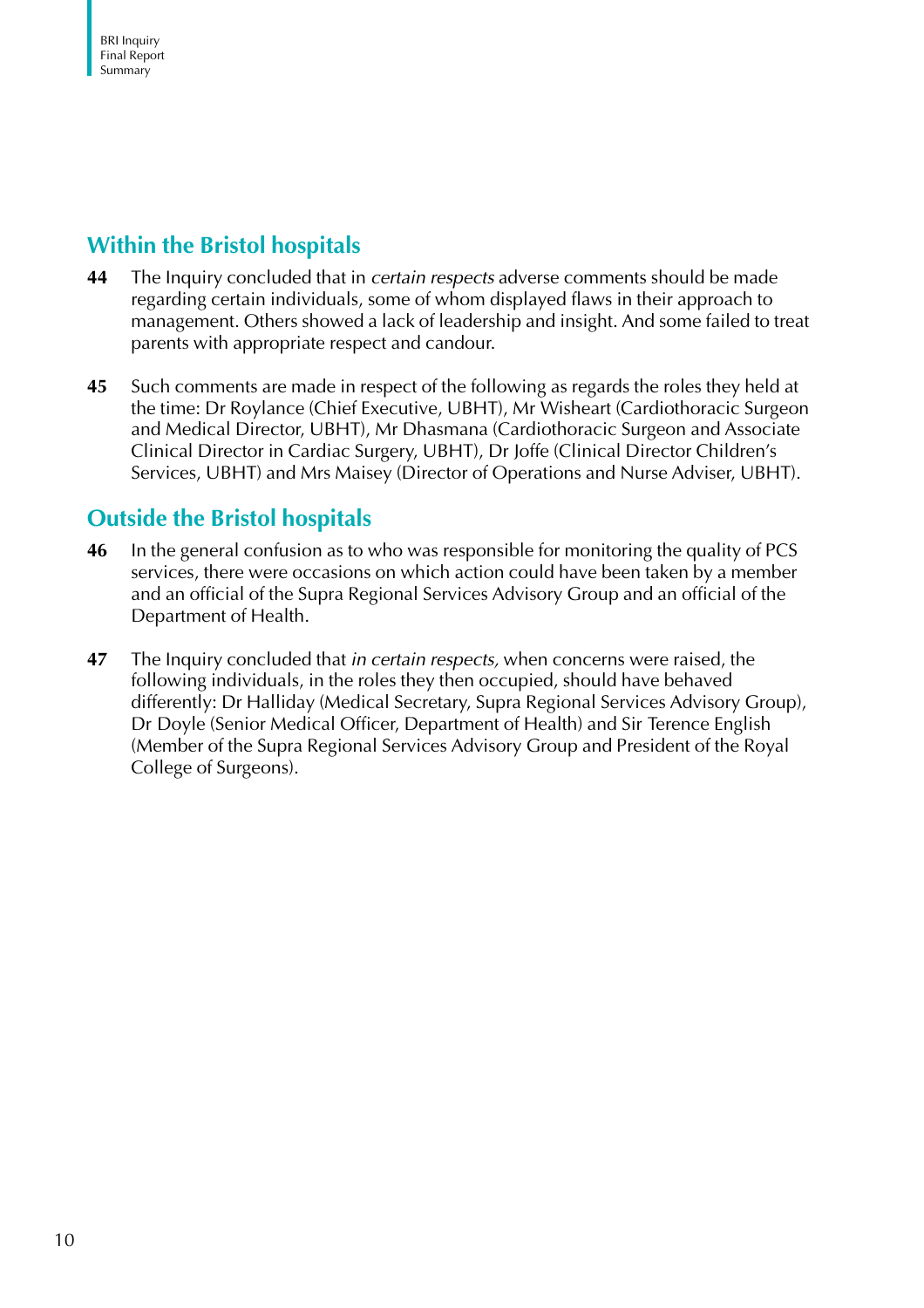## Within the Bristol hospitals

**44** The Inquiry concluded that in *certain respects* adverse comments should be made regarding certain individuals, some of whom displayed flaws in their approach to management. Others showed a lack of leadership and insight. And some failed to treat parents with appropriate respect and candour.

**45** Such comments are made in respect of the following as regards the roles they held at the time: Dr Roylance (Chief Executive, UBHT), Mr Wisheart (Cardiothoracic Surgeon and Medical Director, UBHT), Mr Dhasmana (Cardiothoracic Surgeon and Associate Clinical Director in Cardiac Surgery, UBHT), Dr Joffe (Clinical Director Children's Services, UBHT) and Mrs Maisey (Director of Operations and Nurse Adviser, UBHT).

## Outside the Bristol hospitals

**46** In the general confusion as to who was responsible for monitoring the quality of PCS services, there were occasions on which action could have been taken by a member and an official of the Supra Regional Services Advisory Group and an official of the Department of Health.

**47** The Inquiry concluded that *in certain respects,* when concerns were raised, the following individuals, in the roles they then occupied, should have behaved differently: Dr Halliday (Medical Secretary, Supra Regional Services Advisory Group), Dr Doyle (Senior Medical Officer, Department of Health) and Sir Terence English (Member of the Supra Regional Services Advisory Group and President of the Royal College of Surgeons).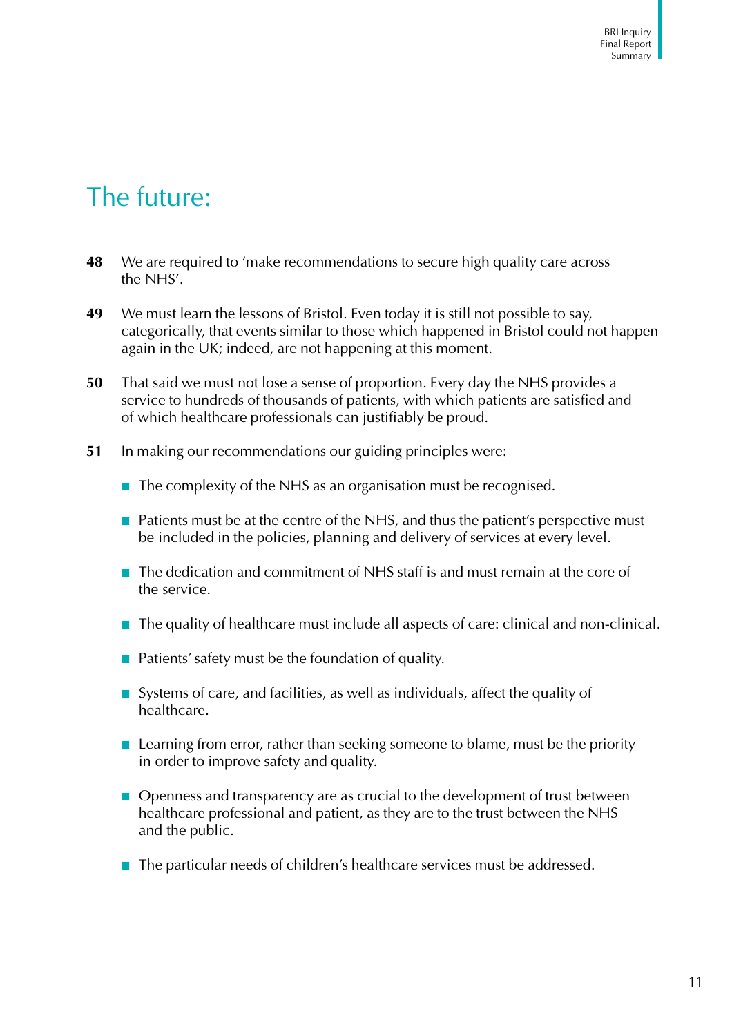# The future:

**48** We are required to 'make recommendations to secure high quality care across the NHS'.

**49** We must learn the lessons of Bristol. Even today it is still not possible to say, categorically, that events similar to those which happened in Bristol could not happen again in the UK; indeed, are not happening at this moment.

**50** That said we must not lose a sense of proportion. Every day the NHS provides a service to hundreds of thousands of patients, with which patients are satisfied and of which healthcare professionals can justifiably be proud.

**51** In making our recommendations our guiding principles were:

- The complexity of the NHS as an organisation must be recognised.
- Patients must be at the centre of the NHS, and thus the patient's perspective must be included in the policies, planning and delivery of services at every level.
- The dedication and commitment of NHS staff is and must remain at the core of the service.
- The quality of healthcare must include all aspects of care: clinical and non-clinical.
- Patients' safety must be the foundation of quality.
- Systems of care, and facilities, as well as individuals, affect the quality of healthcare.
- Learning from error, rather than seeking someone to blame, must be the priority in order to improve safety and quality.
- Openness and transparency are as crucial to the development of trust between healthcare professional and patient, as they are to the trust between the NHS and the public.
- The particular needs of children's healthcare services must be addressed.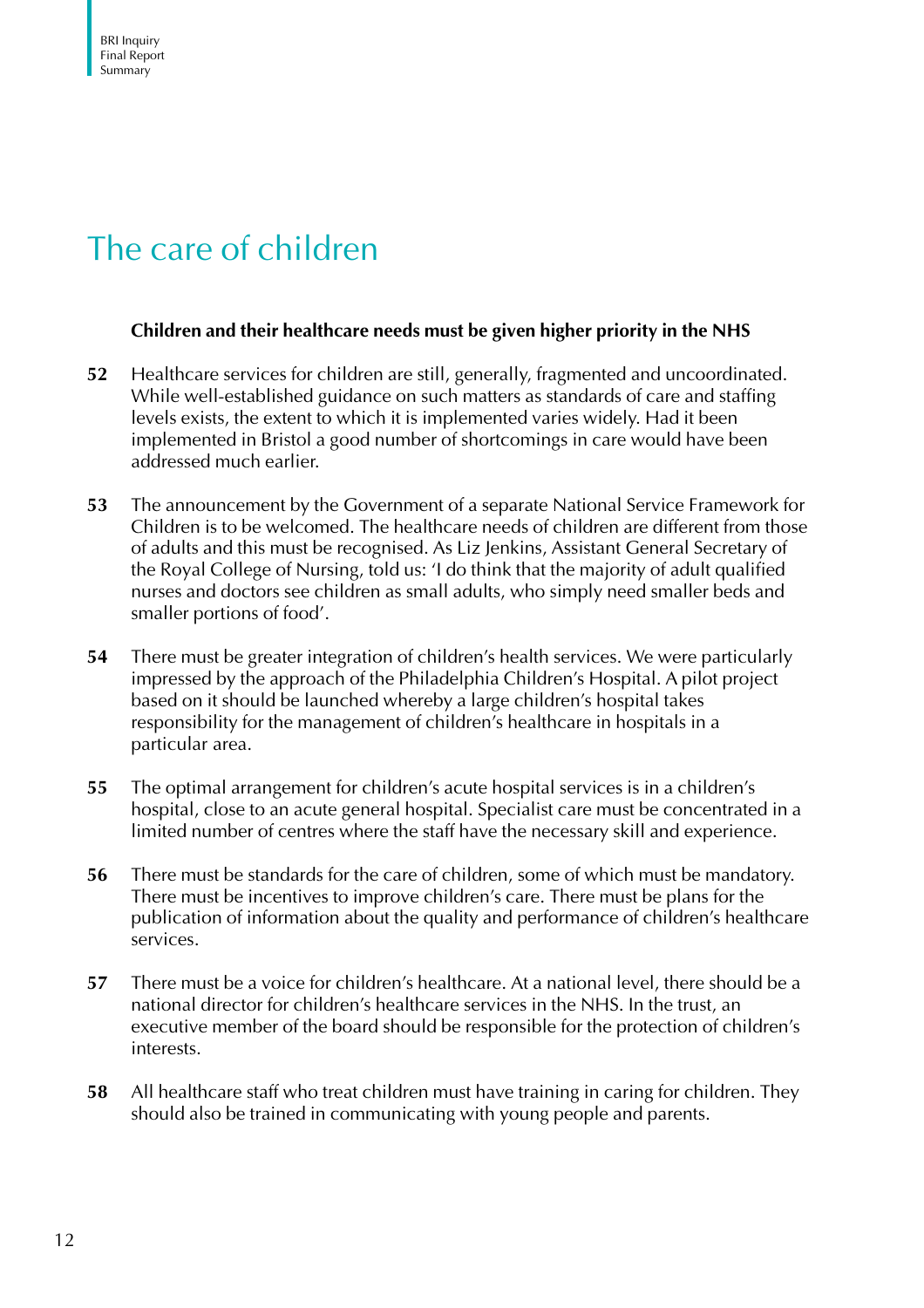# The care of children

**Children and their healthcare needs must be given higher priority in the NHS**

**52** Healthcare services for children are still, generally, fragmented and uncoordinated. While well-established guidance on such matters as standards of care and staffing levels exists, the extent to which it is implemented varies widely. Had it been implemented in Bristol a good number of shortcomings in care would have been addressed much earlier.

**53** The announcement by the Government of a separate National Service Framework for Children is to be welcomed. The healthcare needs of children are different from those of adults and this must be recognised. As Liz Jenkins, Assistant General Secretary of the Royal College of Nursing, told us: 'I do think that the majority of adult qualified nurses and doctors see children as small adults, who simply need smaller beds and smaller portions of food'.

**54** There must be greater integration of children's health services. We were particularly impressed by the approach of the Philadelphia Children's Hospital. A pilot project based on it should be launched whereby a large children's hospital takes responsibility for the management of children's healthcare in hospitals in a particular area.

**55** The optimal arrangement for children's acute hospital services is in a children's hospital, close to an acute general hospital. Specialist care must be concentrated in a limited number of centres where the staff have the necessary skill and experience.

**56** There must be standards for the care of children, some of which must be mandatory. There must be incentives to improve children's care. There must be plans for the publication of information about the quality and performance of children's healthcare services.

**57** There must be a voice for children's healthcare. At a national level, there should be a national director for children's healthcare services in the NHS. In the trust, an executive member of the board should be responsible for the protection of children's interests.

**58** All healthcare staff who treat children must have training in caring for children. They should also be trained in communicating with young people and parents.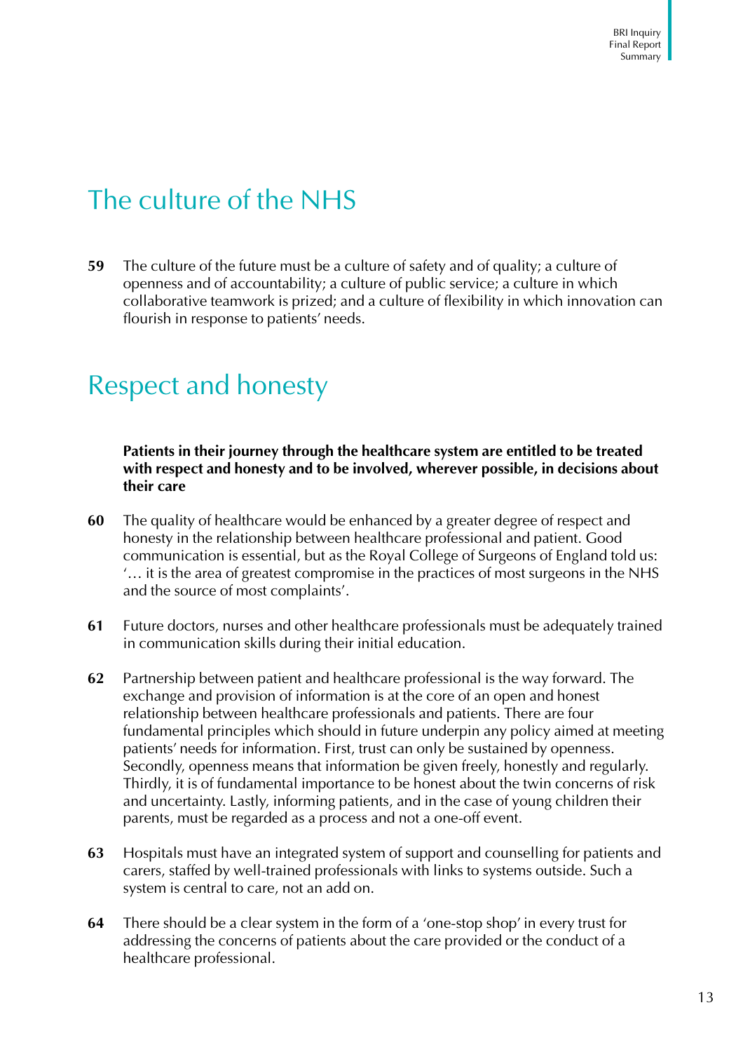## The culture of the NHS

**59** The culture of the future must be a culture of safety and of quality; a culture of openness and of accountability; a culture of public service; a culture in which collaborative teamwork is prized; and a culture of flexibility in which innovation can flourish in response to patients' needs.

## Respect and honesty

**Patients in their journey through the healthcare system are entitled to be treated with respect and honesty and to be involved, wherever possible, in decisions about their care**

**60** The quality of healthcare would be enhanced by a greater degree of respect and honesty in the relationship between healthcare professional and patient. Good communication is essential, but as the Royal College of Surgeons of England told us: '… it is the area of greatest compromise in the practices of most surgeons in the NHS and the source of most complaints'.

**61** Future doctors, nurses and other healthcare professionals must be adequately trained in communication skills during their initial education.

**62** Partnership between patient and healthcare professional is the way forward. The exchange and provision of information is at the core of an open and honest relationship between healthcare professionals and patients. There are four fundamental principles which should in future underpin any policy aimed at meeting patients' needs for information. First, trust can only be sustained by openness. Secondly, openness means that information be given freely, honestly and regularly. Thirdly, it is of fundamental importance to be honest about the twin concerns of risk and uncertainty. Lastly, informing patients, and in the case of young children their parents, must be regarded as a process and not a one-off event.

**63** Hospitals must have an integrated system of support and counselling for patients and carers, staffed by well-trained professionals with links to systems outside. Such a system is central to care, not an add on.

**64** There should be a clear system in the form of a 'one-stop shop' in every trust for addressing the concerns of patients about the care provided or the conduct of a healthcare professional.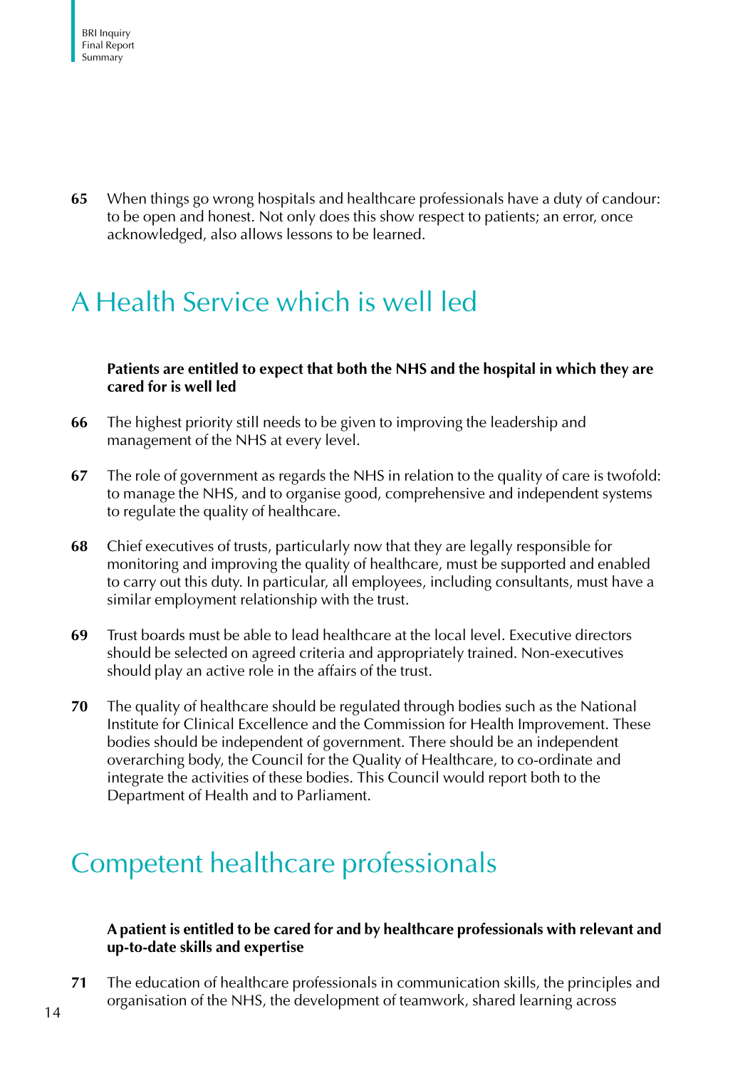**65** When things go wrong hospitals and healthcare professionals have a duty of candour: to be open and honest. Not only does this show respect to patients; an error, once acknowledged, also allows lessons to be learned.

## A Health Service which is well led

**Patients are entitled to expect that both the NHS and the hospital in which they are cared for is well led**

**66** The highest priority still needs to be given to improving the leadership and management of the NHS at every level.

**67** The role of government as regards the NHS in relation to the quality of care is twofold: to manage the NHS, and to organise good, comprehensive and independent systems to regulate the quality of healthcare.

**68** Chief executives of trusts, particularly now that they are legally responsible for monitoring and improving the quality of healthcare, must be supported and enabled to carry out this duty. In particular, all employees, including consultants, must have a similar employment relationship with the trust.

**69** Trust boards must be able to lead healthcare at the local level. Executive directors should be selected on agreed criteria and appropriately trained. Non-executives should play an active role in the affairs of the trust.

**70** The quality of healthcare should be regulated through bodies such as the National Institute for Clinical Excellence and the Commission for Health Improvement. These bodies should be independent of government. There should be an independent overarching body, the Council for the Quality of Healthcare, to co-ordinate and integrate the activities of these bodies. This Council would report both to the Department of Health and to Parliament.

## Competent healthcare professionals

**A patient is entitled to be cared for and by healthcare professionals with relevant and up-to-date skills and expertise**

**71** The education of healthcare professionals in communication skills, the principles and organisation of the NHS, the development of teamwork, shared learning across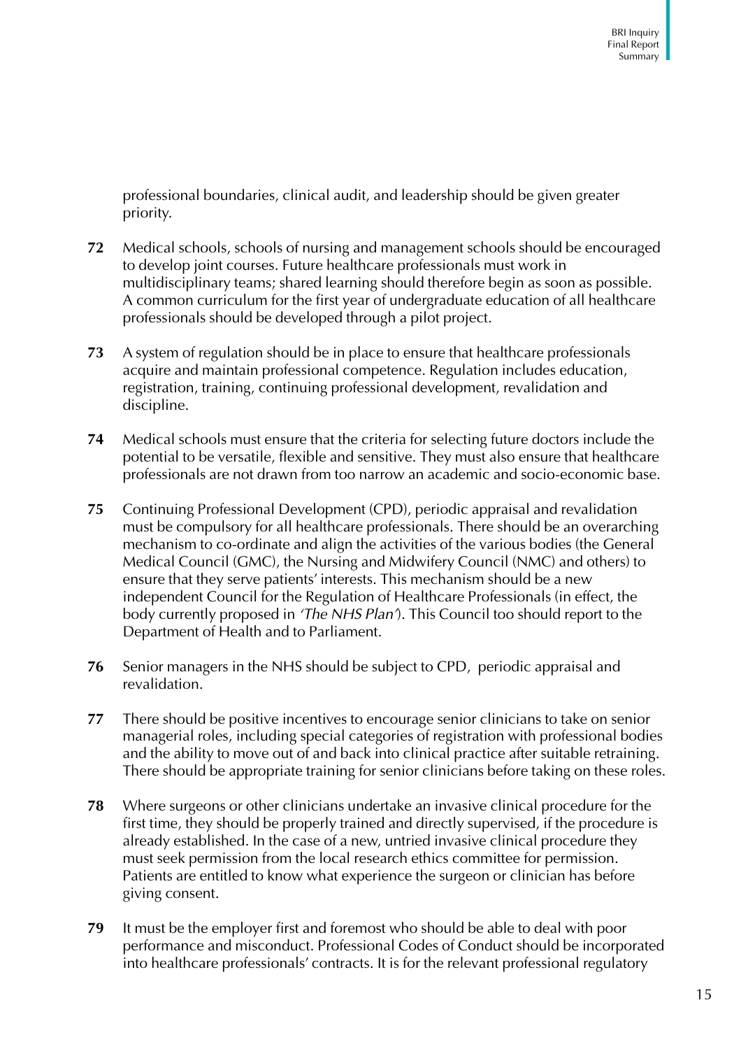professional boundaries, clinical audit, and leadership should be given greater priority.

**72** Medical schools, schools of nursing and management schools should be encouraged to develop joint courses. Future healthcare professionals must work in multidisciplinary teams; shared learning should therefore begin as soon as possible. A common curriculum for the first year of undergraduate education of all healthcare professionals should be developed through a pilot project.

**73** A system of regulation should be in place to ensure that healthcare professionals acquire and maintain professional competence. Regulation includes education, registration, training, continuing professional development, revalidation and discipline.

**74** Medical schools must ensure that the criteria for selecting future doctors include the potential to be versatile, flexible and sensitive. They must also ensure that healthcare professionals are not drawn from too narrow an academic and socio-economic base.

**75** Continuing Professional Development (CPD), periodic appraisal and revalidation must be compulsory for all healthcare professionals. There should be an overarching mechanism to co-ordinate and align the activities of the various bodies (the General Medical Council (GMC), the Nursing and Midwifery Council (NMC) and others) to ensure that they serve patients' interests. This mechanism should be a new independent Council for the Regulation of Healthcare Professionals (in effect, the body currently proposed in *'The NHS Plan'*). This Council too should report to the Department of Health and to Parliament.

**76** Senior managers in the NHS should be subject to CPD, periodic appraisal and revalidation.

**77** There should be positive incentives to encourage senior clinicians to take on senior managerial roles, including special categories of registration with professional bodies and the ability to move out of and back into clinical practice after suitable retraining. There should be appropriate training for senior clinicians before taking on these roles.

**78** Where surgeons or other clinicians undertake an invasive clinical procedure for the first time, they should be properly trained and directly supervised, if the procedure is already established. In the case of a new, untried invasive clinical procedure they must seek permission from the local research ethics committee for permission. Patients are entitled to know what experience the surgeon or clinician has before giving consent.

**79** It must be the employer first and foremost who should be able to deal with poor performance and misconduct. Professional Codes of Conduct should be incorporated into healthcare professionals' contracts. It is for the relevant professional regulatory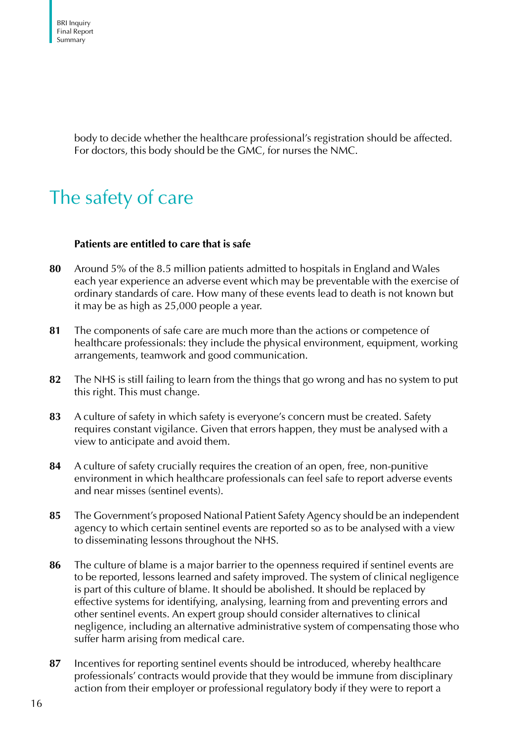body to decide whether the healthcare professional's registration should be affected. For doctors, this body should be the GMC, for nurses the NMC.

# The safety of care

**Patients are entitled to care that is safe**

**80** Around 5% of the 8.5 million patients admitted to hospitals in England and Wales each year experience an adverse event which may be preventable with the exercise of ordinary standards of care. How many of these events lead to death is not known but it may be as high as 25,000 people a year.

**81** The components of safe care are much more than the actions or competence of healthcare professionals: they include the physical environment, equipment, working arrangements, teamwork and good communication.

**82** The NHS is still failing to learn from the things that go wrong and has no system to put this right. This must change.

**83** A culture of safety in which safety is everyone's concern must be created. Safety requires constant vigilance. Given that errors happen, they must be analysed with a view to anticipate and avoid them.

**84** A culture of safety crucially requires the creation of an open, free, non-punitive environment in which healthcare professionals can feel safe to report adverse events and near misses (sentinel events).

**85** The Government's proposed National Patient Safety Agency should be an independent agency to which certain sentinel events are reported so as to be analysed with a view to disseminating lessons throughout the NHS.

**86** The culture of blame is a major barrier to the openness required if sentinel events are to be reported, lessons learned and safety improved. The system of clinical negligence is part of this culture of blame. It should be abolished. It should be replaced by effective systems for identifying, analysing, learning from and preventing errors and other sentinel events. An expert group should consider alternatives to clinical negligence, including an alternative administrative system of compensating those who suffer harm arising from medical care.

**87** Incentives for reporting sentinel events should be introduced, whereby healthcare professionals' contracts would provide that they would be immune from disciplinary action from their employer or professional regulatory body if they were to report a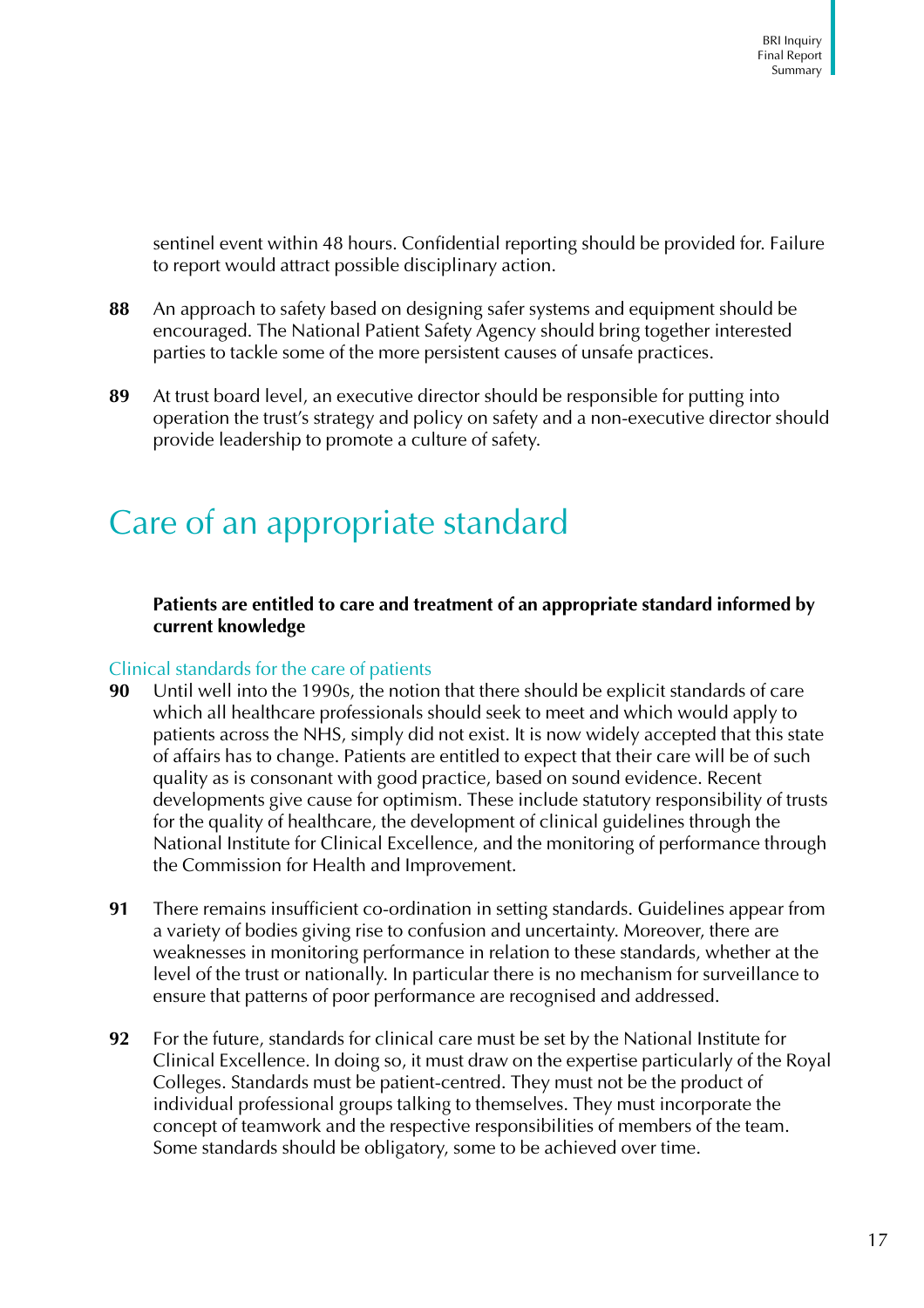sentinel event within 48 hours. Confidential reporting should be provided for. Failure to report would attract possible disciplinary action.

**88** An approach to safety based on designing safer systems and equipment should be encouraged. The National Patient Safety Agency should bring together interested parties to tackle some of the more persistent causes of unsafe practices.

**89** At trust board level, an executive director should be responsible for putting into operation the trust's strategy and policy on safety and a non-executive director should provide leadership to promote a culture of safety.

# Care of an appropriate standard

**Patients are entitled to care and treatment of an appropriate standard informed by current knowledge**

### Clinical standards for the care of patients

**90** Until well into the 1990s, the notion that there should be explicit standards of care which all healthcare professionals should seek to meet and which would apply to patients across the NHS, simply did not exist. It is now widely accepted that this state of affairs has to change. Patients are entitled to expect that their care will be of such quality as is consonant with good practice, based on sound evidence. Recent developments give cause for optimism. These include statutory responsibility of trusts for the quality of healthcare, the development of clinical guidelines through the National Institute for Clinical Excellence, and the monitoring of performance through the Commission for Health and Improvement.

**91** There remains insufficient co-ordination in setting standards. Guidelines appear from a variety of bodies giving rise to confusion and uncertainty. Moreover, there are weaknesses in monitoring performance in relation to these standards, whether at the level of the trust or nationally. In particular there is no mechanism for surveillance to ensure that patterns of poor performance are recognised and addressed.

**92** For the future, standards for clinical care must be set by the National Institute for Clinical Excellence. In doing so, it must draw on the expertise particularly of the Royal Colleges. Standards must be patient-centred. They must not be the product of individual professional groups talking to themselves. They must incorporate the concept of teamwork and the respective responsibilities of members of the team. Some standards should be obligatory, some to be achieved over time.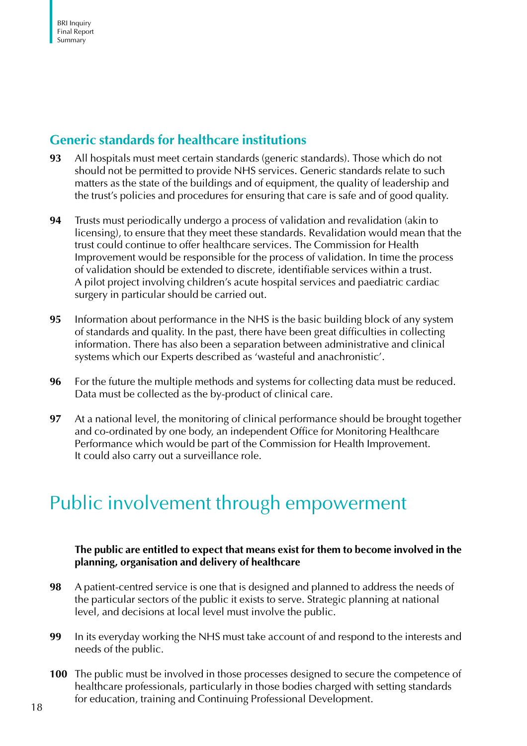## Generic standards for healthcare institutions

**93** All hospitals must meet certain standards (generic standards). Those which do not should not be permitted to provide NHS services. Generic standards relate to such matters as the state of the buildings and of equipment, the quality of leadership and the trust's policies and procedures for ensuring that care is safe and of good quality.

**94** Trusts must periodically undergo a process of validation and revalidation (akin to licensing), to ensure that they meet these standards. Revalidation would mean that the trust could continue to offer healthcare services. The Commission for Health Improvement would be responsible for the process of validation. In time the process of validation should be extended to discrete, identifiable services within a trust. A pilot project involving children's acute hospital services and paediatric cardiac surgery in particular should be carried out.

**95** Information about performance in the NHS is the basic building block of any system of standards and quality. In the past, there have been great difficulties in collecting information. There has also been a separation between administrative and clinical systems which our Experts described as 'wasteful and anachronistic'.

**96** For the future the multiple methods and systems for collecting data must be reduced. Data must be collected as the by-product of clinical care.

**97** At a national level, the monitoring of clinical performance should be brought together and co-ordinated by one body, an independent Office for Monitoring Healthcare Performance which would be part of the Commission for Health Improvement. It could also carry out a surveillance role.

# Public involvement through empowerment

**The public are entitled to expect that means exist for them to become involved in the planning, organisation and delivery of healthcare**

**98** A patient-centred service is one that is designed and planned to address the needs of the particular sectors of the public it exists to serve. Strategic planning at national level, and decisions at local level must involve the public.

**99** In its everyday working the NHS must take account of and respond to the interests and needs of the public.

**100** The public must be involved in those processes designed to secure the competence of healthcare professionals, particularly in those bodies charged with setting standards for education, training and Continuing Professional Development.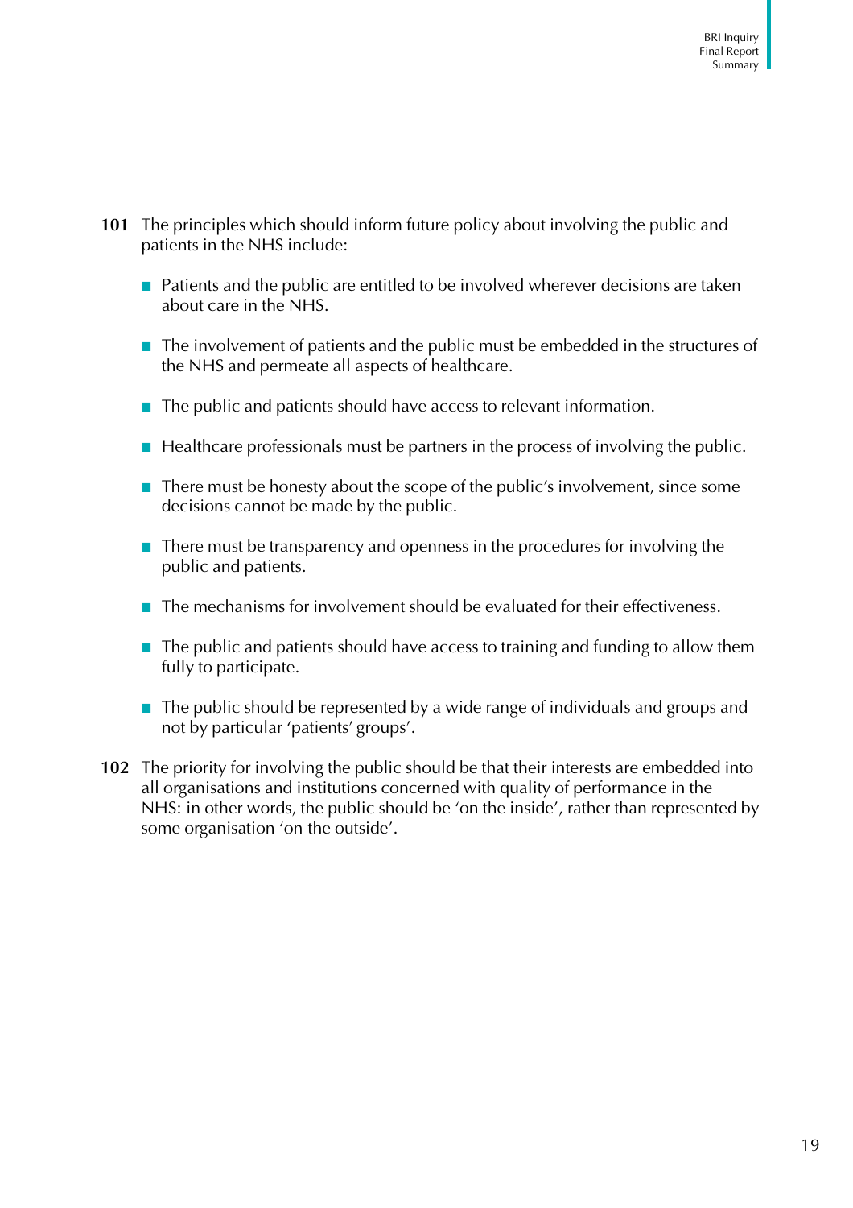**101** The principles which should inform future policy about involving the public and patients in the NHS include:

- Patients and the public are entitled to be involved wherever decisions are taken about care in the NHS.
- The involvement of patients and the public must be embedded in the structures of the NHS and permeate all aspects of healthcare.
- The public and patients should have access to relevant information.
- Healthcare professionals must be partners in the process of involving the public.
- There must be honesty about the scope of the public's involvement, since some decisions cannot be made by the public.
- There must be transparency and openness in the procedures for involving the public and patients.
- The mechanisms for involvement should be evaluated for their effectiveness.
- The public and patients should have access to training and funding to allow them fully to participate.
- The public should be represented by a wide range of individuals and groups and not by particular 'patients' groups'.

**102** The priority for involving the public should be that their interests are embedded into all organisations and institutions concerned with quality of performance in the NHS: in other words, the public should be 'on the inside', rather than represented by some organisation 'on the outside'.